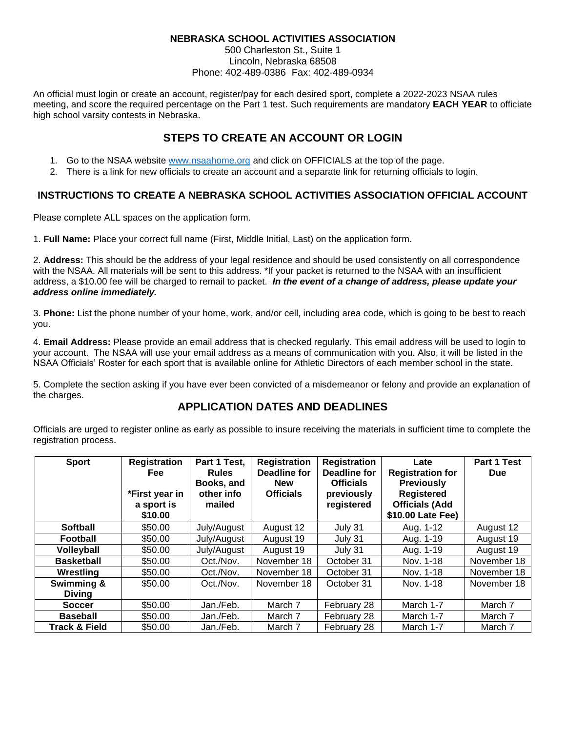**NEBRASKA SCHOOL ACTIVITIES ASSOCIATION**
500 Charleston St., Suite 1
Lincoln, Nebraska 68508
Phone: 402-489-0386 Fax: 402-489-0934

An official must login or create an account, register/pay for each desired sport, complete a 2022-2023 NSAA rules meeting, and score the required percentage on the Part 1 test. Such requirements are mandatory **EACH YEAR** to officiate high school varsity contests in Nebraska.

## STEPS TO CREATE AN ACCOUNT OR LOGIN

1. Go to the NSAA website www.nsaahome.org and click on OFFICIALS at the top of the page.
2. There is a link for new officials to create an account and a separate link for returning officials to login.

### INSTRUCTIONS TO CREATE A NEBRASKA SCHOOL ACTIVITIES ASSOCIATION OFFICIAL ACCOUNT

Please complete ALL spaces on the application form.

1. **Full Name:** Place your correct full name (First, Middle Initial, Last) on the application form.

2. **Address:** This should be the address of your legal residence and should be used consistently on all correspondence with the NSAA. All materials will be sent to this address. *If your packet is returned to the NSAA with an insufficient address, a $10.00 fee will be charged to remail to packet. ***In the event of a change of address, please update your address online immediately.***

3. **Phone:** List the phone number of your home, work, and/or cell, including area code, which is going to be best to reach you.

4. **Email Address:** Please provide an email address that is checked regularly. This email address will be used to login to your account. The NSAA will use your email address as a means of communication with you. Also, it will be listed in the NSAA Officials' Roster for each sport that is available online for Athletic Directors of each member school in the state.

5. Complete the section asking if you have ever been convicted of a misdemeanor or felony and provide an explanation of the charges.

## APPLICATION DATES AND DEADLINES

Officials are urged to register online as early as possible to insure receiving the materials in sufficient time to complete the registration process.

| Sport | Registration Fee *First year in a sport is $10.00 | Part 1 Test, Rules Books, and other info mailed | Registration Deadline for New Officials | Registration Deadline for Officials previously registered | Late Registration for Previously Registered Officials (Add $10.00 Late Fee) | Part 1 Test Due |
|---|---|---|---|---|---|---|
| **Softball** | $50.00 | July/August | August 12 | July 31 | Aug. 1-12 | August 12 |
| **Football** | $50.00 | July/August | August 19 | July 31 | Aug. 1-19 | August 19 |
| **Volleyball** | $50.00 | July/August | August 19 | July 31 | Aug. 1-19 | August 19 |
| **Basketball** | $50.00 | Oct./Nov. | November 18 | October 31 | Nov. 1-18 | November 18 |
| **Wrestling** | $50.00 | Oct./Nov. | November 18 | October 31 | Nov. 1-18 | November 18 |
| **Swimming & Diving** | $50.00 | Oct./Nov. | November 18 | October 31 | Nov. 1-18 | November 18 |
| **Soccer** | $50.00 | Jan./Feb. | March 7 | February 28 | March 1-7 | March 7 |
| **Baseball** | $50.00 | Jan./Feb. | March 7 | February 28 | March 1-7 | March 7 |
| **Track & Field** | $50.00 | Jan./Feb. | March 7 | February 28 | March 1-7 | March 7 |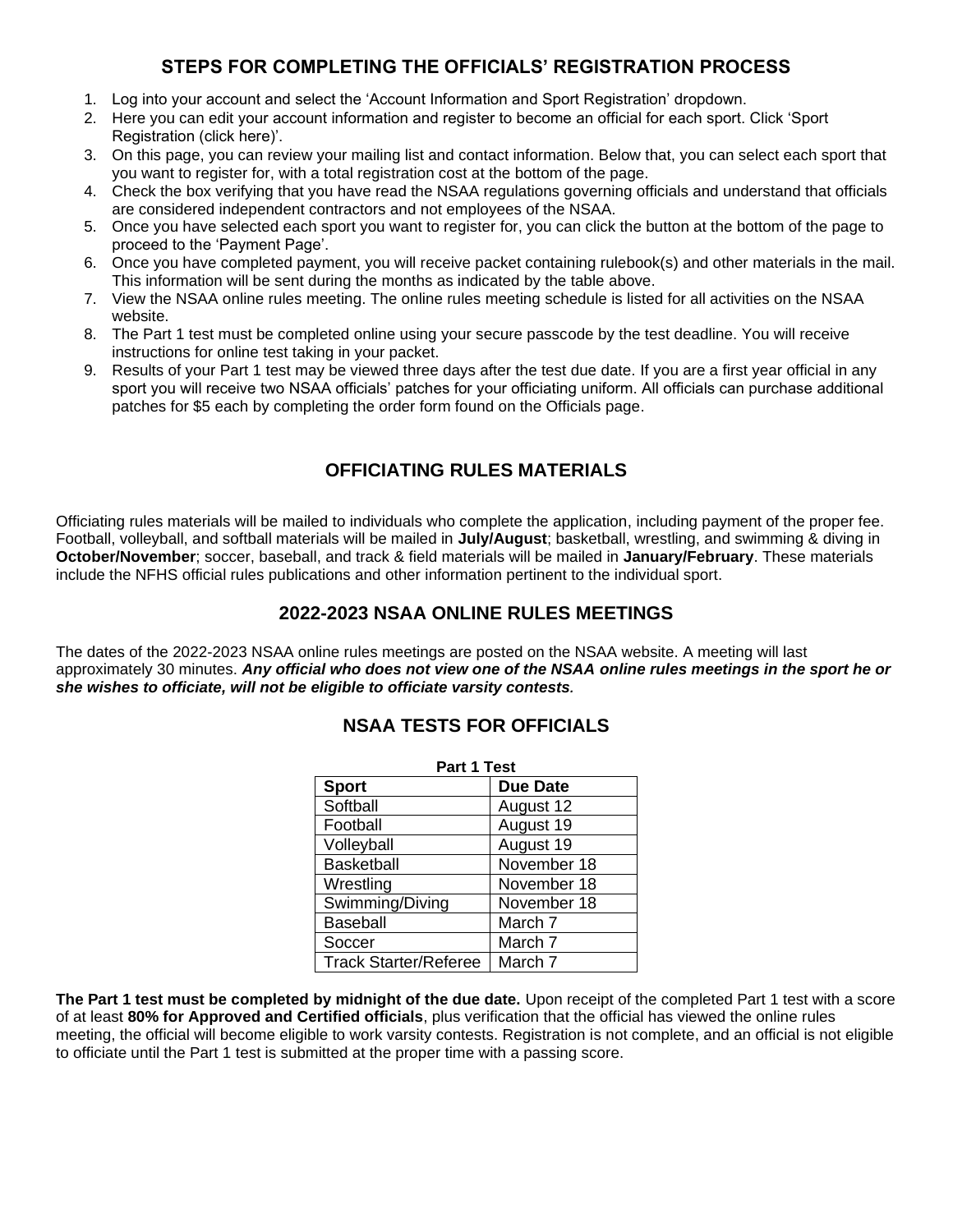## STEPS FOR COMPLETING THE OFFICIALS' REGISTRATION PROCESS

1. Log into your account and select the 'Account Information and Sport Registration' dropdown.
2. Here you can edit your account information and register to become an official for each sport. Click 'Sport Registration (click here)'.
3. On this page, you can review your mailing list and contact information. Below that, you can select each sport that you want to register for, with a total registration cost at the bottom of the page.
4. Check the box verifying that you have read the NSAA regulations governing officials and understand that officials are considered independent contractors and not employees of the NSAA.
5. Once you have selected each sport you want to register for, you can click the button at the bottom of the page to proceed to the 'Payment Page'.
6. Once you have completed payment, you will receive packet containing rulebook(s) and other materials in the mail. This information will be sent during the months as indicated by the table above.
7. View the NSAA online rules meeting. The online rules meeting schedule is listed for all activities on the NSAA website.
8. The Part 1 test must be completed online using your secure passcode by the test deadline. You will receive instructions for online test taking in your packet.
9. Results of your Part 1 test may be viewed three days after the test due date. If you are a first year official in any sport you will receive two NSAA officials' patches for your officiating uniform. All officials can purchase additional patches for $5 each by completing the order form found on the Officials page.

## OFFICIATING RULES MATERIALS

Officiating rules materials will be mailed to individuals who complete the application, including payment of the proper fee. Football, volleyball, and softball materials will be mailed in **July/August**; basketball, wrestling, and swimming & diving in **October/November**; soccer, baseball, and track & field materials will be mailed in **January/February**. These materials include the NFHS official rules publications and other information pertinent to the individual sport.

## 2022-2023 NSAA ONLINE RULES MEETINGS

The dates of the 2022-2023 NSAA online rules meetings are posted on the NSAA website. A meeting will last approximately 30 minutes. ***Any official who does not view one of the NSAA online rules meetings in the sport he or she wishes to officiate, will not be eligible to officiate varsity contests.***

## NSAA TESTS FOR OFFICIALS

**Part 1 Test**

| Sport | Due Date |
|---|---|
| Softball | August 12 |
| Football | August 19 |
| Volleyball | August 19 |
| Basketball | November 18 |
| Wrestling | November 18 |
| Swimming/Diving | November 18 |
| Baseball | March 7 |
| Soccer | March 7 |
| Track Starter/Referee | March 7 |

**The Part 1 test must be completed by midnight of the due date.** Upon receipt of the completed Part 1 test with a score of at least **80% for Approved and Certified officials**, plus verification that the official has viewed the online rules meeting, the official will become eligible to work varsity contests. Registration is not complete, and an official is not eligible to officiate until the Part 1 test is submitted at the proper time with a passing score.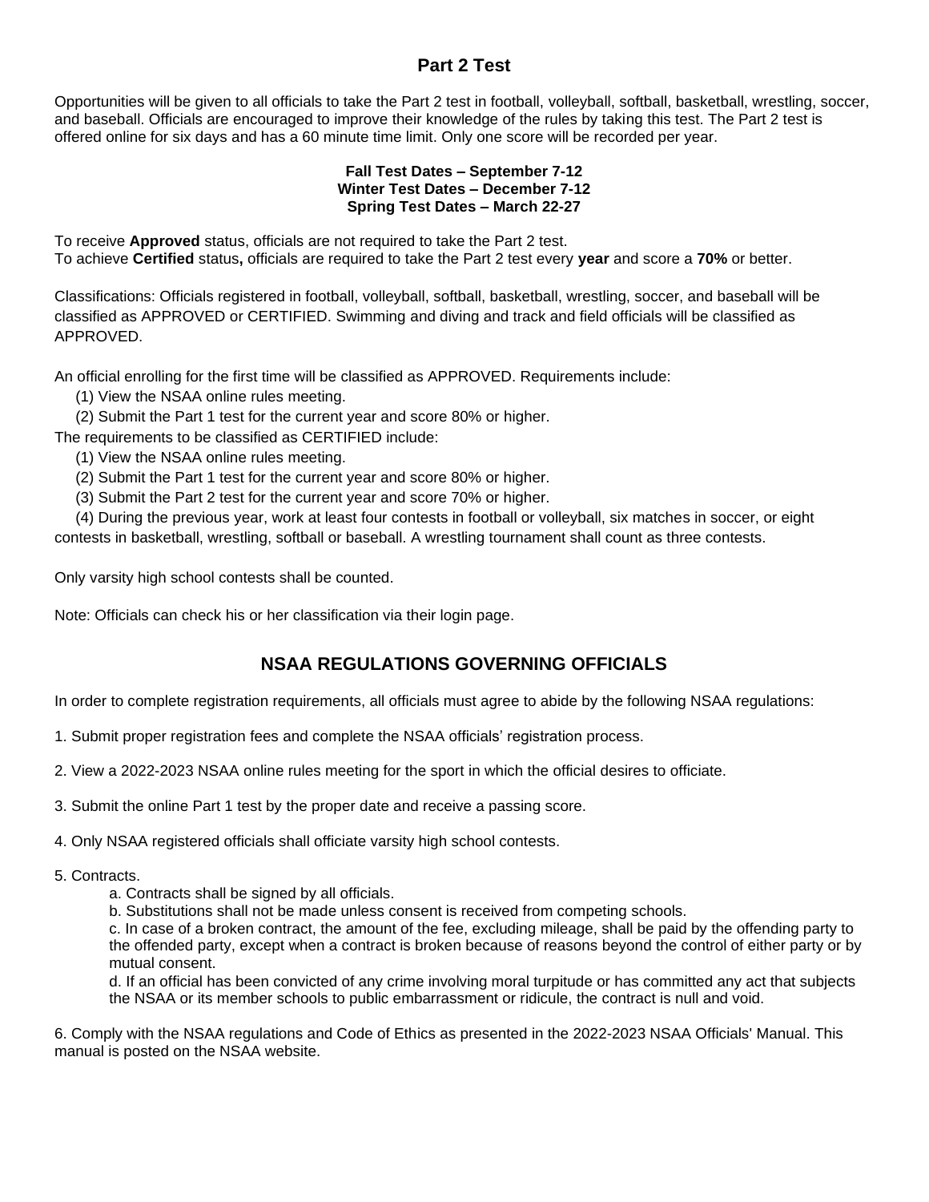## Part 2 Test

Opportunities will be given to all officials to take the Part 2 test in football, volleyball, softball, basketball, wrestling, soccer, and baseball. Officials are encouraged to improve their knowledge of the rules by taking this test. The Part 2 test is offered online for six days and has a 60 minute time limit. Only one score will be recorded per year.

**Fall Test Dates – September 7-12**
**Winter Test Dates – December 7-12**
**Spring Test Dates – March 22-27**

To receive **Approved** status, officials are not required to take the Part 2 test.
To achieve **Certified** status**,** officials are required to take the Part 2 test every **year** and score a **70%** or better.

Classifications: Officials registered in football, volleyball, softball, basketball, wrestling, soccer, and baseball will be classified as APPROVED or CERTIFIED. Swimming and diving and track and field officials will be classified as APPROVED.

An official enrolling for the first time will be classified as APPROVED. Requirements include:

(1) View the NSAA online rules meeting.
(2) Submit the Part 1 test for the current year and score 80% or higher.

The requirements to be classified as CERTIFIED include:

(1) View the NSAA online rules meeting.
(2) Submit the Part 1 test for the current year and score 80% or higher.
(3) Submit the Part 2 test for the current year and score 70% or higher.
(4) During the previous year, work at least four contests in football or volleyball, six matches in soccer, or eight contests in basketball, wrestling, softball or baseball. A wrestling tournament shall count as three contests.

Only varsity high school contests shall be counted.

Note: Officials can check his or her classification via their login page.

## NSAA REGULATIONS GOVERNING OFFICIALS

In order to complete registration requirements, all officials must agree to abide by the following NSAA regulations:

1. Submit proper registration fees and complete the NSAA officials' registration process.

2. View a 2022-2023 NSAA online rules meeting for the sport in which the official desires to officiate.

3. Submit the online Part 1 test by the proper date and receive a passing score.

4. Only NSAA registered officials shall officiate varsity high school contests.

5. Contracts.
   a. Contracts shall be signed by all officials.
   b. Substitutions shall not be made unless consent is received from competing schools.
   c. In case of a broken contract, the amount of the fee, excluding mileage, shall be paid by the offending party to the offended party, except when a contract is broken because of reasons beyond the control of either party or by mutual consent.
   d. If an official has been convicted of any crime involving moral turpitude or has committed any act that subjects the NSAA or its member schools to public embarrassment or ridicule, the contract is null and void.

6. Comply with the NSAA regulations and Code of Ethics as presented in the 2022-2023 NSAA Officials' Manual. This manual is posted on the NSAA website.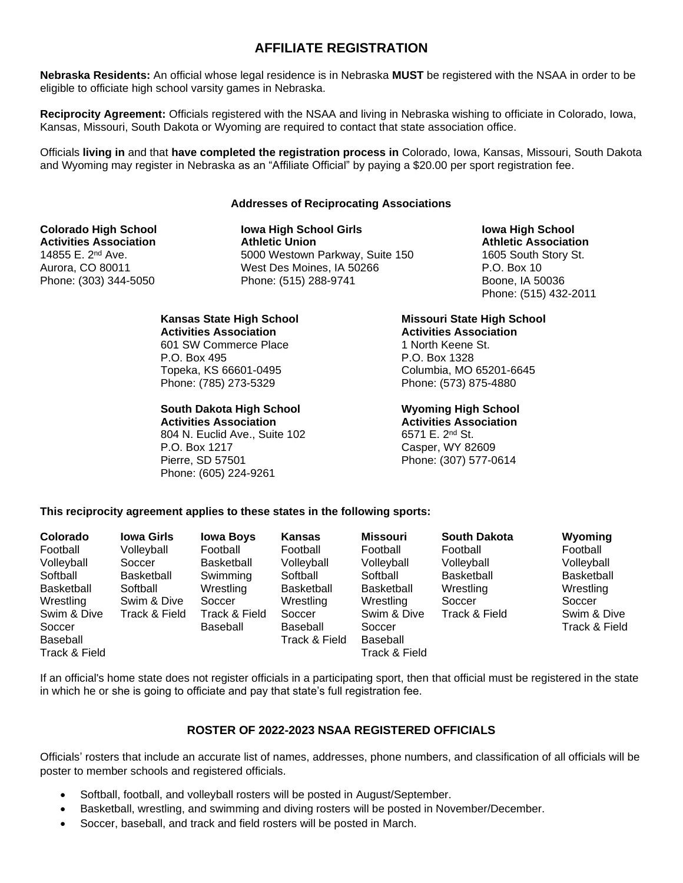## AFFILIATE REGISTRATION

**Nebraska Residents:** An official whose legal residence is in Nebraska **MUST** be registered with the NSAA in order to be eligible to officiate high school varsity games in Nebraska.

**Reciprocity Agreement:** Officials registered with the NSAA and living in Nebraska wishing to officiate in Colorado, Iowa, Kansas, Missouri, South Dakota or Wyoming are required to contact that state association office.

Officials **living in** and that **have completed the registration process in** Colorado, Iowa, Kansas, Missouri, South Dakota and Wyoming may register in Nebraska as an "Affiliate Official" by paying a $20.00 per sport registration fee.

### Addresses of Reciprocating Associations

**Colorado High School Activities Association**
14855 E. 2nd Ave.
Aurora, CO 80011
Phone: (303) 344-5050

**Iowa High School Girls Athletic Union**
5000 Westown Parkway, Suite 150
West Des Moines, IA 50266
Phone: (515) 288-9741

**Iowa High School Athletic Association**
1605 South Story St.
P.O. Box 10
Boone, IA 50036
Phone: (515) 432-2011

**Kansas State High School Activities Association**
601 SW Commerce Place
P.O. Box 495
Topeka, KS 66601-0495
Phone: (785) 273-5329

**Missouri State High School Activities Association**
1 North Keene St.
P.O. Box 1328
Columbia, MO 65201-6645
Phone: (573) 875-4880

**South Dakota High School Activities Association**
804 N. Euclid Ave., Suite 102
P.O. Box 1217
Pierre, SD 57501
Phone: (605) 224-9261

**Wyoming High School Activities Association**
6571 E. 2nd St.
Casper, WY 82609
Phone: (307) 577-0614

**This reciprocity agreement applies to these states in the following sports:**

| Colorado | Iowa Girls | Iowa Boys | Kansas | Missouri | South Dakota | Wyoming |
|---|---|---|---|---|---|---|
| Football | Volleyball | Football | Football | Football | Football | Football |
| Volleyball | Soccer | Basketball | Volleyball | Volleyball | Volleyball | Volleyball |
| Softball | Basketball | Swimming | Softball | Softball | Basketball | Basketball |
| Basketball | Softball | Wrestling | Basketball | Basketball | Wrestling | Wrestling |
| Wrestling | Swim & Dive | Soccer | Wrestling | Wrestling | Soccer | Soccer |
| Swim & Dive | Track & Field | Track & Field | Soccer | Swim & Dive | Track & Field | Swim & Dive |
| Soccer | | Baseball | Baseball | Soccer | | Track & Field |
| Baseball | | | Track & Field | Baseball | | |
| Track & Field | | | | Track & Field | | |

If an official's home state does not register officials in a participating sport, then that official must be registered in the state in which he or she is going to officiate and pay that state's full registration fee.

## ROSTER OF 2022-2023 NSAA REGISTERED OFFICIALS

Officials' rosters that include an accurate list of names, addresses, phone numbers, and classification of all officials will be poster to member schools and registered officials.

- Softball, football, and volleyball rosters will be posted in August/September.
- Basketball, wrestling, and swimming and diving rosters will be posted in November/December.
- Soccer, baseball, and track and field rosters will be posted in March.